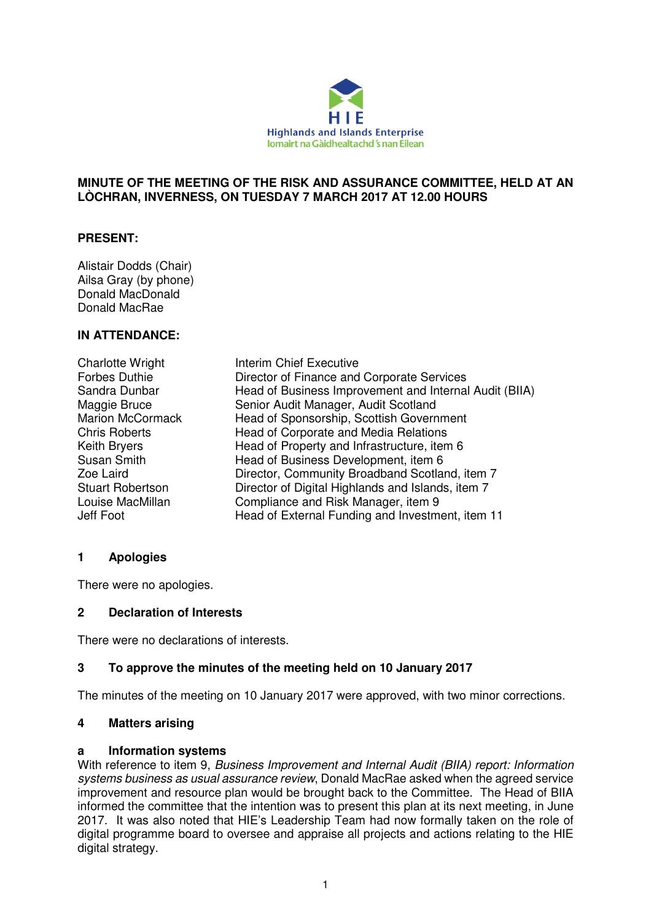Highlands and Islands Enterprise
Iomairt na Gàidhealtachd 's nan Eilean

# MINUTE OF THE MEETING OF THE RISK AND ASSURANCE COMMITTEE, HELD AT AN LÒCHRAN, INVERNESS, ON TUESDAY 7 MARCH 2017 AT 12.00 HOURS

**PRESENT:**

Alistair Dodds (Chair)
Ailsa Gray (by phone)
Donald MacDonald
Donald MacRae

**IN ATTENDANCE:**

| | |
|---|---|
| Charlotte Wright | Interim Chief Executive |
| Forbes Duthie | Director of Finance and Corporate Services |
| Sandra Dunbar | Head of Business Improvement and Internal Audit (BIIA) |
| Maggie Bruce | Senior Audit Manager, Audit Scotland |
| Marion McCormack | Head of Sponsorship, Scottish Government |
| Chris Roberts | Head of Corporate and Media Relations |
| Keith Bryers | Head of Property and Infrastructure, item 6 |
| Susan Smith | Head of Business Development, item 6 |
| Zoe Laird | Director, Community Broadband Scotland, item 7 |
| Stuart Robertson | Director of Digital Highlands and Islands, item 7 |
| Louise MacMillan | Compliance and Risk Manager, item 9 |
| Jeff Foot | Head of External Funding and Investment, item 11 |

## 1 Apologies

There were no apologies.

## 2 Declaration of Interests

There were no declarations of interests.

## 3 To approve the minutes of the meeting held on 10 January 2017

The minutes of the meeting on 10 January 2017 were approved, with two minor corrections.

## 4 Matters arising

### a Information systems

With reference to item 9, *Business Improvement and Internal Audit (BIIA) report: Information systems business as usual assurance review*, Donald MacRae asked when the agreed service improvement and resource plan would be brought back to the Committee. The Head of BIIA informed the committee that the intention was to present this plan at its next meeting, in June 2017. It was also noted that HIE's Leadership Team had now formally taken on the role of digital programme board to oversee and appraise all projects and actions relating to the HIE digital strategy.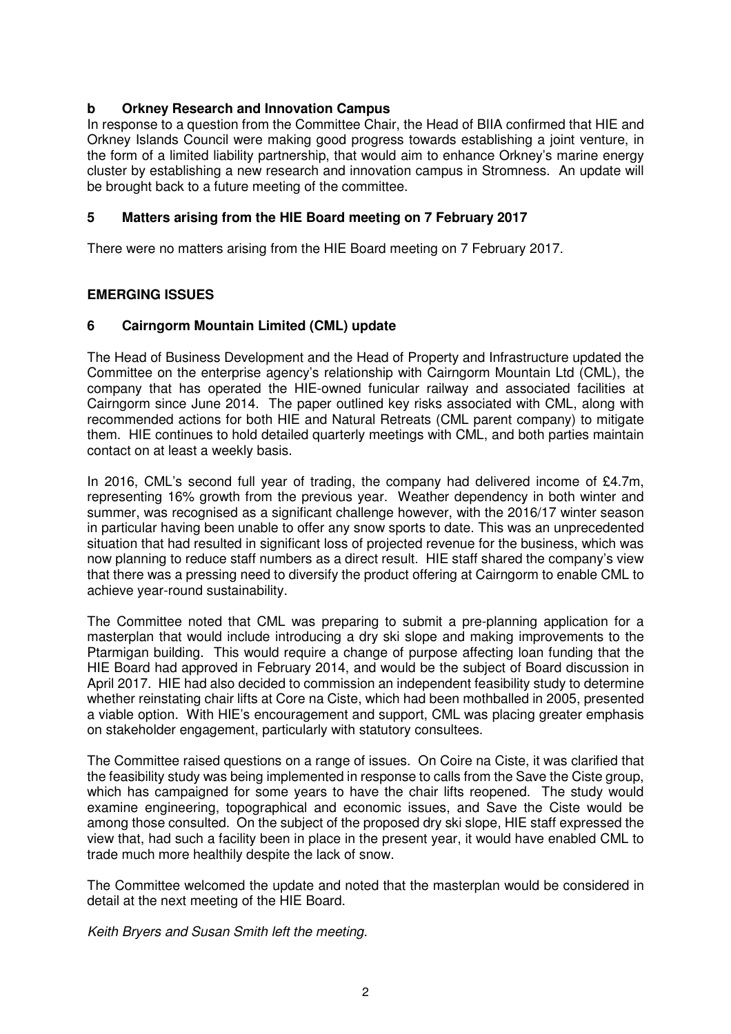**b Orkney Research and Innovation Campus**

In response to a question from the Committee Chair, the Head of BIIA confirmed that HIE and Orkney Islands Council were making good progress towards establishing a joint venture, in the form of a limited liability partnership, that would aim to enhance Orkney's marine energy cluster by establishing a new research and innovation campus in Stromness. An update will be brought back to a future meeting of the committee.

## 5 Matters arising from the HIE Board meeting on 7 February 2017

There were no matters arising from the HIE Board meeting on 7 February 2017.

## EMERGING ISSUES

## 6 Cairngorm Mountain Limited (CML) update

The Head of Business Development and the Head of Property and Infrastructure updated the Committee on the enterprise agency's relationship with Cairngorm Mountain Ltd (CML), the company that has operated the HIE-owned funicular railway and associated facilities at Cairngorm since June 2014. The paper outlined key risks associated with CML, along with recommended actions for both HIE and Natural Retreats (CML parent company) to mitigate them. HIE continues to hold detailed quarterly meetings with CML, and both parties maintain contact on at least a weekly basis.

In 2016, CML's second full year of trading, the company had delivered income of £4.7m, representing 16% growth from the previous year. Weather dependency in both winter and summer, was recognised as a significant challenge however, with the 2016/17 winter season in particular having been unable to offer any snow sports to date. This was an unprecedented situation that had resulted in significant loss of projected revenue for the business, which was now planning to reduce staff numbers as a direct result. HIE staff shared the company's view that there was a pressing need to diversify the product offering at Cairngorm to enable CML to achieve year-round sustainability.

The Committee noted that CML was preparing to submit a pre-planning application for a masterplan that would include introducing a dry ski slope and making improvements to the Ptarmigan building. This would require a change of purpose affecting loan funding that the HIE Board had approved in February 2014, and would be the subject of Board discussion in April 2017. HIE had also decided to commission an independent feasibility study to determine whether reinstating chair lifts at Core na Ciste, which had been mothballed in 2005, presented a viable option. With HIE's encouragement and support, CML was placing greater emphasis on stakeholder engagement, particularly with statutory consultees.

The Committee raised questions on a range of issues. On Coire na Ciste, it was clarified that the feasibility study was being implemented in response to calls from the Save the Ciste group, which has campaigned for some years to have the chair lifts reopened. The study would examine engineering, topographical and economic issues, and Save the Ciste would be among those consulted. On the subject of the proposed dry ski slope, HIE staff expressed the view that, had such a facility been in place in the present year, it would have enabled CML to trade much more healthily despite the lack of snow.

The Committee welcomed the update and noted that the masterplan would be considered in detail at the next meeting of the HIE Board.

*Keith Bryers and Susan Smith left the meeting.*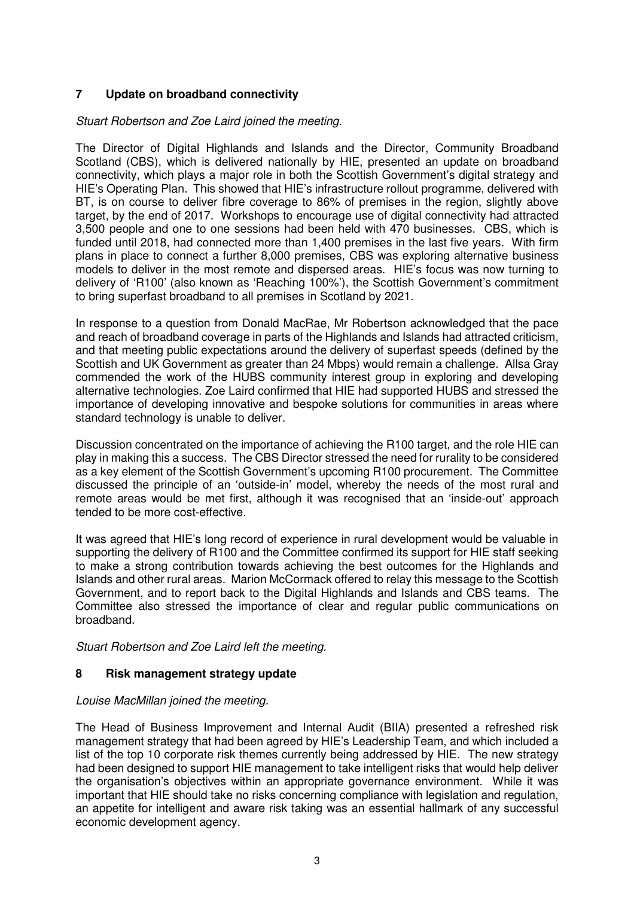## 7 Update on broadband connectivity

*Stuart Robertson and Zoe Laird joined the meeting.*

The Director of Digital Highlands and Islands and the Director, Community Broadband Scotland (CBS), which is delivered nationally by HIE, presented an update on broadband connectivity, which plays a major role in both the Scottish Government's digital strategy and HIE's Operating Plan. This showed that HIE's infrastructure rollout programme, delivered with BT, is on course to deliver fibre coverage to 86% of premises in the region, slightly above target, by the end of 2017. Workshops to encourage use of digital connectivity had attracted 3,500 people and one to one sessions had been held with 470 businesses. CBS, which is funded until 2018, had connected more than 1,400 premises in the last five years. With firm plans in place to connect a further 8,000 premises, CBS was exploring alternative business models to deliver in the most remote and dispersed areas. HIE's focus was now turning to delivery of 'R100' (also known as 'Reaching 100%'), the Scottish Government's commitment to bring superfast broadband to all premises in Scotland by 2021.

In response to a question from Donald MacRae, Mr Robertson acknowledged that the pace and reach of broadband coverage in parts of the Highlands and Islands had attracted criticism, and that meeting public expectations around the delivery of superfast speeds (defined by the Scottish and UK Government as greater than 24 Mbps) would remain a challenge. Allsa Gray commended the work of the HUBS community interest group in exploring and developing alternative technologies. Zoe Laird confirmed that HIE had supported HUBS and stressed the importance of developing innovative and bespoke solutions for communities in areas where standard technology is unable to deliver.

Discussion concentrated on the importance of achieving the R100 target, and the role HIE can play in making this a success. The CBS Director stressed the need for rurality to be considered as a key element of the Scottish Government's upcoming R100 procurement. The Committee discussed the principle of an 'outside-in' model, whereby the needs of the most rural and remote areas would be met first, although it was recognised that an 'inside-out' approach tended to be more cost-effective.

It was agreed that HIE's long record of experience in rural development would be valuable in supporting the delivery of R100 and the Committee confirmed its support for HIE staff seeking to make a strong contribution towards achieving the best outcomes for the Highlands and Islands and other rural areas. Marion McCormack offered to relay this message to the Scottish Government, and to report back to the Digital Highlands and Islands and CBS teams. The Committee also stressed the importance of clear and regular public communications on broadband.

*Stuart Robertson and Zoe Laird left the meeting.*

## 8 Risk management strategy update

*Louise MacMillan joined the meeting.*

The Head of Business Improvement and Internal Audit (BIIA) presented a refreshed risk management strategy that had been agreed by HIE's Leadership Team, and which included a list of the top 10 corporate risk themes currently being addressed by HIE. The new strategy had been designed to support HIE management to take intelligent risks that would help deliver the organisation's objectives within an appropriate governance environment. While it was important that HIE should take no risks concerning compliance with legislation and regulation, an appetite for intelligent and aware risk taking was an essential hallmark of any successful economic development agency.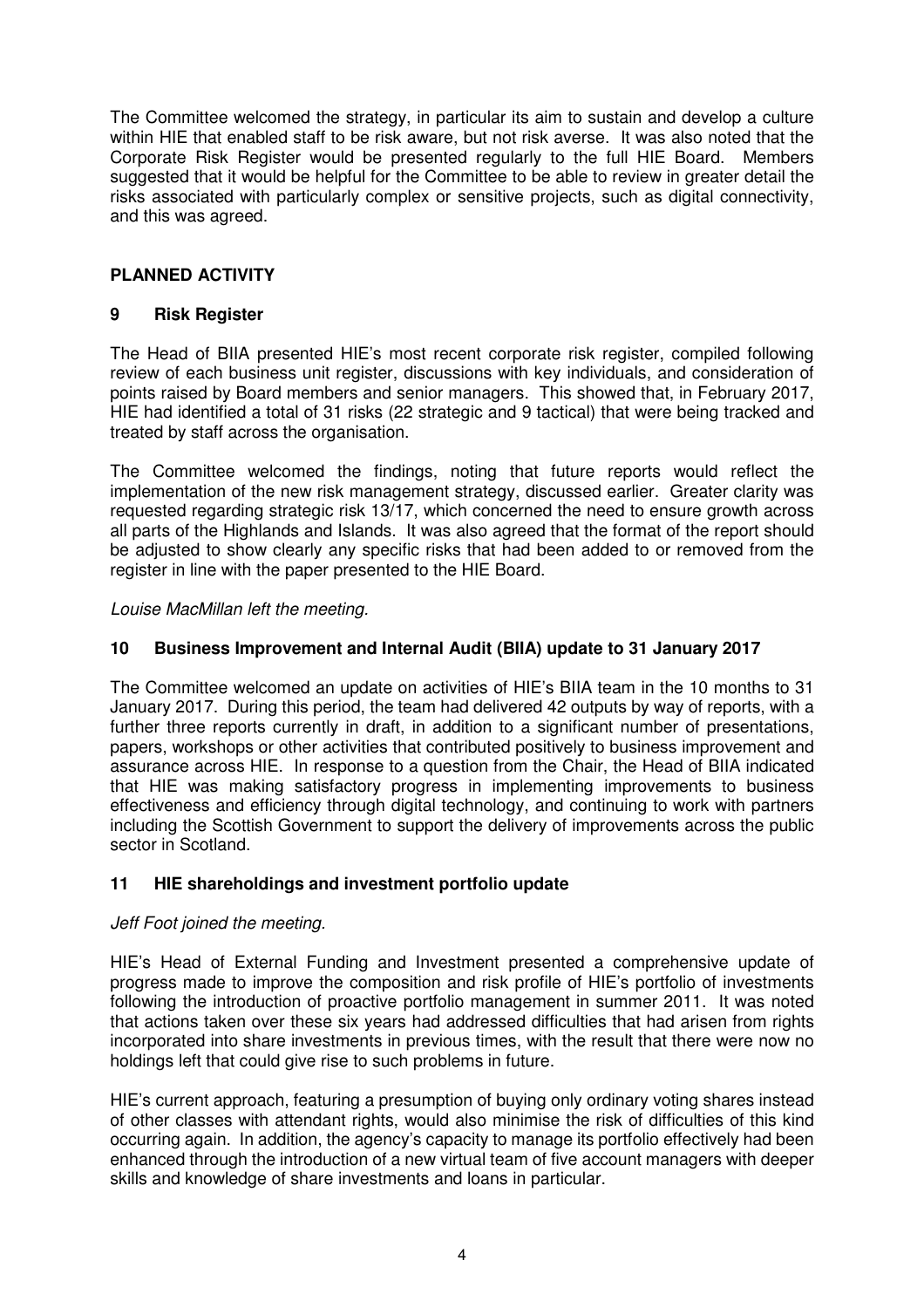The Committee welcomed the strategy, in particular its aim to sustain and develop a culture within HIE that enabled staff to be risk aware, but not risk averse. It was also noted that the Corporate Risk Register would be presented regularly to the full HIE Board. Members suggested that it would be helpful for the Committee to be able to review in greater detail the risks associated with particularly complex or sensitive projects, such as digital connectivity, and this was agreed.

## PLANNED ACTIVITY

### 9 Risk Register

The Head of BIIA presented HIE's most recent corporate risk register, compiled following review of each business unit register, discussions with key individuals, and consideration of points raised by Board members and senior managers. This showed that, in February 2017, HIE had identified a total of 31 risks (22 strategic and 9 tactical) that were being tracked and treated by staff across the organisation.

The Committee welcomed the findings, noting that future reports would reflect the implementation of the new risk management strategy, discussed earlier. Greater clarity was requested regarding strategic risk 13/17, which concerned the need to ensure growth across all parts of the Highlands and Islands. It was also agreed that the format of the report should be adjusted to show clearly any specific risks that had been added to or removed from the register in line with the paper presented to the HIE Board.

*Louise MacMillan left the meeting.*

### 10 Business Improvement and Internal Audit (BIIA) update to 31 January 2017

The Committee welcomed an update on activities of HIE's BIIA team in the 10 months to 31 January 2017. During this period, the team had delivered 42 outputs by way of reports, with a further three reports currently in draft, in addition to a significant number of presentations, papers, workshops or other activities that contributed positively to business improvement and assurance across HIE. In response to a question from the Chair, the Head of BIIA indicated that HIE was making satisfactory progress in implementing improvements to business effectiveness and efficiency through digital technology, and continuing to work with partners including the Scottish Government to support the delivery of improvements across the public sector in Scotland.

### 11 HIE shareholdings and investment portfolio update

*Jeff Foot joined the meeting.*

HIE's Head of External Funding and Investment presented a comprehensive update of progress made to improve the composition and risk profile of HIE's portfolio of investments following the introduction of proactive portfolio management in summer 2011. It was noted that actions taken over these six years had addressed difficulties that had arisen from rights incorporated into share investments in previous times, with the result that there were now no holdings left that could give rise to such problems in future.

HIE's current approach, featuring a presumption of buying only ordinary voting shares instead of other classes with attendant rights, would also minimise the risk of difficulties of this kind occurring again. In addition, the agency's capacity to manage its portfolio effectively had been enhanced through the introduction of a new virtual team of five account managers with deeper skills and knowledge of share investments and loans in particular.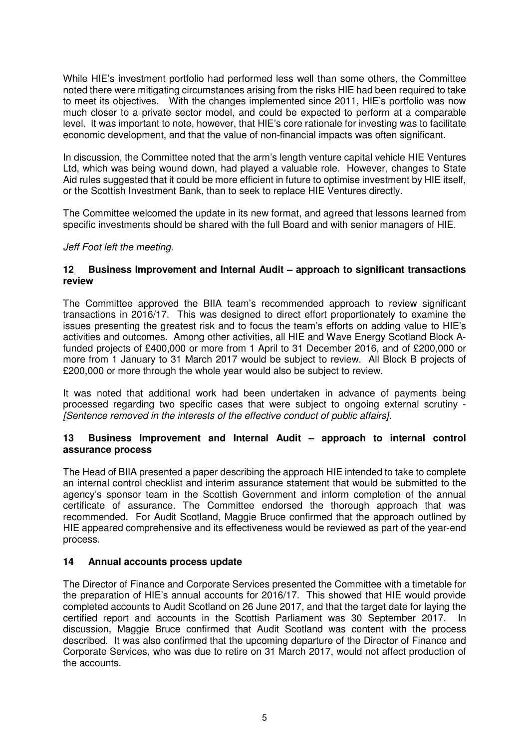While HIE's investment portfolio had performed less well than some others, the Committee noted there were mitigating circumstances arising from the risks HIE had been required to take to meet its objectives. With the changes implemented since 2011, HIE's portfolio was now much closer to a private sector model, and could be expected to perform at a comparable level. It was important to note, however, that HIE's core rationale for investing was to facilitate economic development, and that the value of non-financial impacts was often significant.

In discussion, the Committee noted that the arm's length venture capital vehicle HIE Ventures Ltd, which was being wound down, had played a valuable role. However, changes to State Aid rules suggested that it could be more efficient in future to optimise investment by HIE itself, or the Scottish Investment Bank, than to seek to replace HIE Ventures directly.

The Committee welcomed the update in its new format, and agreed that lessons learned from specific investments should be shared with the full Board and with senior managers of HIE.

*Jeff Foot left the meeting.*

## 12 Business Improvement and Internal Audit – approach to significant transactions review

The Committee approved the BIIA team's recommended approach to review significant transactions in 2016/17. This was designed to direct effort proportionately to examine the issues presenting the greatest risk and to focus the team's efforts on adding value to HIE's activities and outcomes. Among other activities, all HIE and Wave Energy Scotland Block A-funded projects of £400,000 or more from 1 April to 31 December 2016, and of £200,000 or more from 1 January to 31 March 2017 would be subject to review. All Block B projects of £200,000 or more through the whole year would also be subject to review.

It was noted that additional work had been undertaken in advance of payments being processed regarding two specific cases that were subject to ongoing external scrutiny - *[Sentence removed in the interests of the effective conduct of public affairs].*

## 13 Business Improvement and Internal Audit – approach to internal control assurance process

The Head of BIIA presented a paper describing the approach HIE intended to take to complete an internal control checklist and interim assurance statement that would be submitted to the agency's sponsor team in the Scottish Government and inform completion of the annual certificate of assurance. The Committee endorsed the thorough approach that was recommended. For Audit Scotland, Maggie Bruce confirmed that the approach outlined by HIE appeared comprehensive and its effectiveness would be reviewed as part of the year-end process.

## 14 Annual accounts process update

The Director of Finance and Corporate Services presented the Committee with a timetable for the preparation of HIE's annual accounts for 2016/17. This showed that HIE would provide completed accounts to Audit Scotland on 26 June 2017, and that the target date for laying the certified report and accounts in the Scottish Parliament was 30 September 2017. In discussion, Maggie Bruce confirmed that Audit Scotland was content with the process described. It was also confirmed that the upcoming departure of the Director of Finance and Corporate Services, who was due to retire on 31 March 2017, would not affect production of the accounts.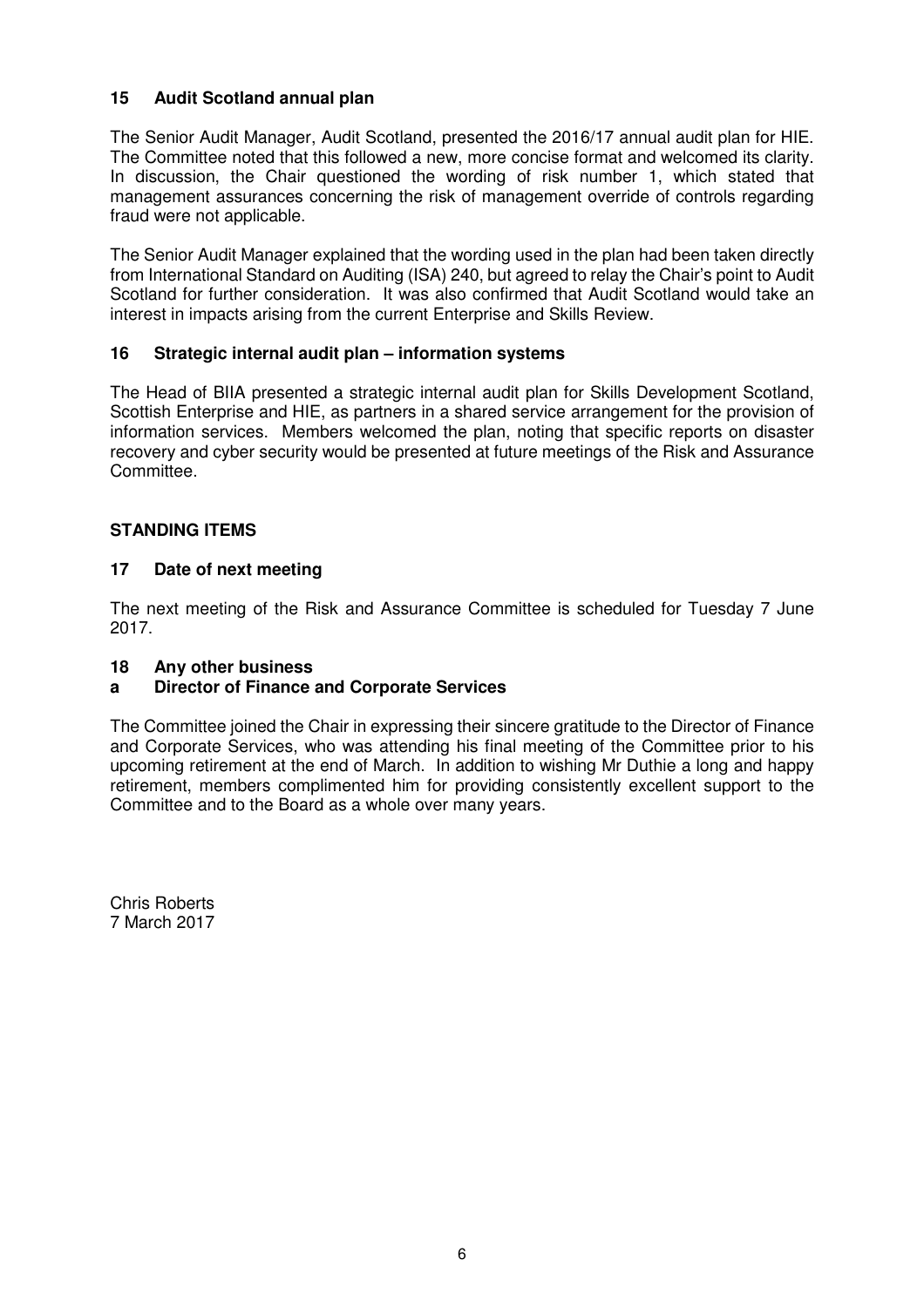## 15 Audit Scotland annual plan

The Senior Audit Manager, Audit Scotland, presented the 2016/17 annual audit plan for HIE. The Committee noted that this followed a new, more concise format and welcomed its clarity. In discussion, the Chair questioned the wording of risk number 1, which stated that management assurances concerning the risk of management override of controls regarding fraud were not applicable.

The Senior Audit Manager explained that the wording used in the plan had been taken directly from International Standard on Auditing (ISA) 240, but agreed to relay the Chair's point to Audit Scotland for further consideration. It was also confirmed that Audit Scotland would take an interest in impacts arising from the current Enterprise and Skills Review.

## 16 Strategic internal audit plan – information systems

The Head of BIIA presented a strategic internal audit plan for Skills Development Scotland, Scottish Enterprise and HIE, as partners in a shared service arrangement for the provision of information services. Members welcomed the plan, noting that specific reports on disaster recovery and cyber security would be presented at future meetings of the Risk and Assurance Committee.

## STANDING ITEMS

## 17 Date of next meeting

The next meeting of the Risk and Assurance Committee is scheduled for Tuesday 7 June 2017.

## 18 Any other business

### a Director of Finance and Corporate Services

The Committee joined the Chair in expressing their sincere gratitude to the Director of Finance and Corporate Services, who was attending his final meeting of the Committee prior to his upcoming retirement at the end of March. In addition to wishing Mr Duthie a long and happy retirement, members complimented him for providing consistently excellent support to the Committee and to the Board as a whole over many years.

Chris Roberts
7 March 2017